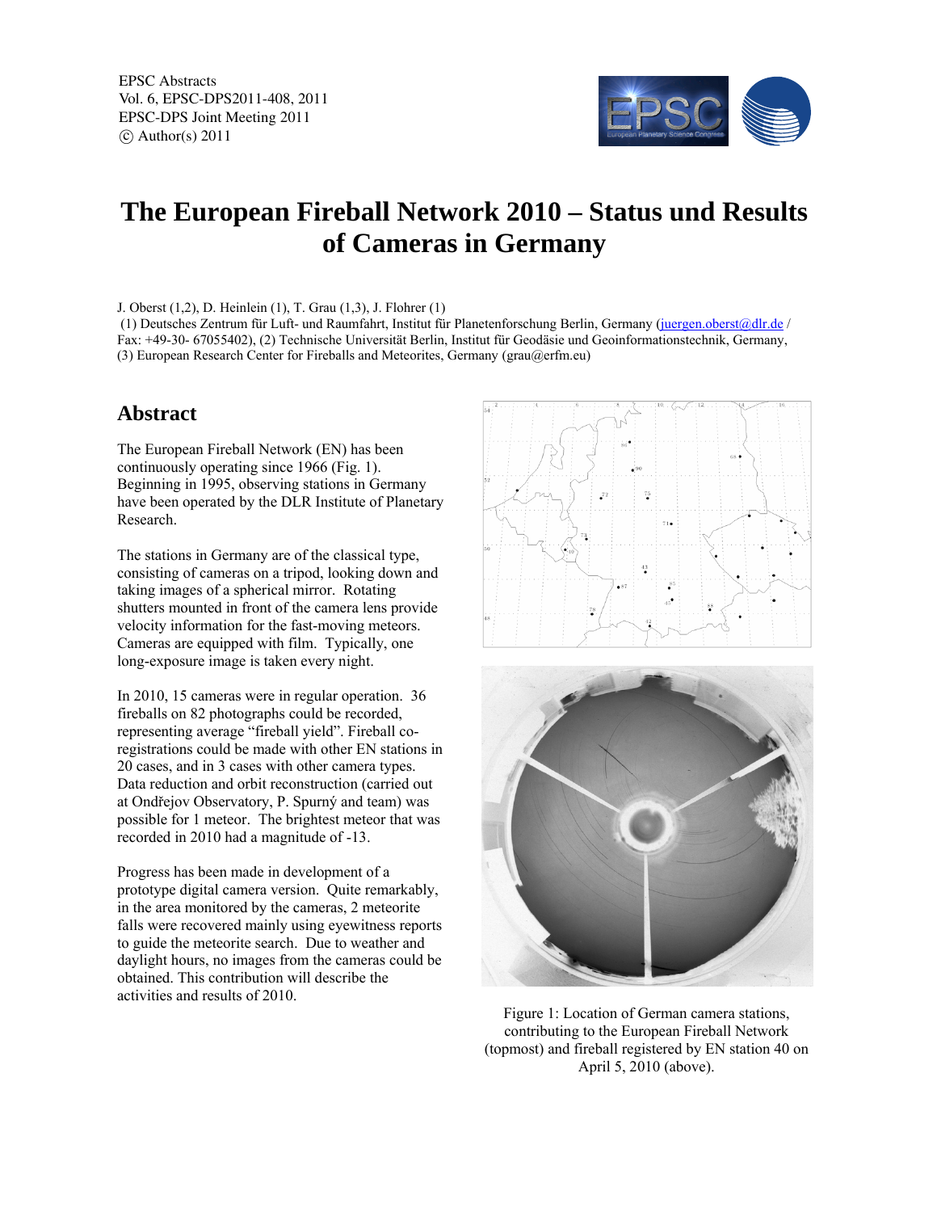# The European Fireball Network 2010 – Status und Results of Cameras in Germany

J. Oberst (1,2), D. Heinlein (1), T. Grau (1,3), J. Flohrer (1)

(1) Deutsches Zentrum für Luft- und Raumfahrt, Institut für Planetenforschung Berlin, Germany (juergen.oberst@dlr.de / Fax: +49-30- 67055402), (2) Technische Universität Berlin, Institut für Geodäsie und Geoinformationstechnik, Germany, (3) European Research Center for Fireballs and Meteorites, Germany (grau@erfm.eu)

## Abstract

The European Fireball Network (EN) has been continuously operating since 1966 (Fig. 1). Beginning in 1995, observing stations in Germany have been operated by the DLR Institute of Planetary Research.

The stations in Germany are of the classical type, consisting of cameras on a tripod, looking down and taking images of a spherical mirror. Rotating shutters mounted in front of the camera lens provide velocity information for the fast-moving meteors. Cameras are equipped with film. Typically, one long-exposure image is taken every night.

In 2010, 15 cameras were in regular operation. 36 fireballs on 82 photographs could be recorded, representing average "fireball yield". Fireball co-registrations could be made with other EN stations in 20 cases, and in 3 cases with other camera types. Data reduction and orbit reconstruction (carried out at Ondřejov Observatory, P. Spurný and team) was possible for 1 meteor. The brightest meteor that was recorded in 2010 had a magnitude of -13.

Progress has been made in development of a prototype digital camera version. Quite remarkably, in the area monitored by the cameras, 2 meteorite falls were recovered mainly using eyewitness reports to guide the meteorite search. Due to weather and daylight hours, no images from the cameras could be obtained. This contribution will describe the activities and results of 2010.

Figure 1: Location of German camera stations, contributing to the European Fireball Network (topmost) and fireball registered by EN station 40 on April 5, 2010 (above).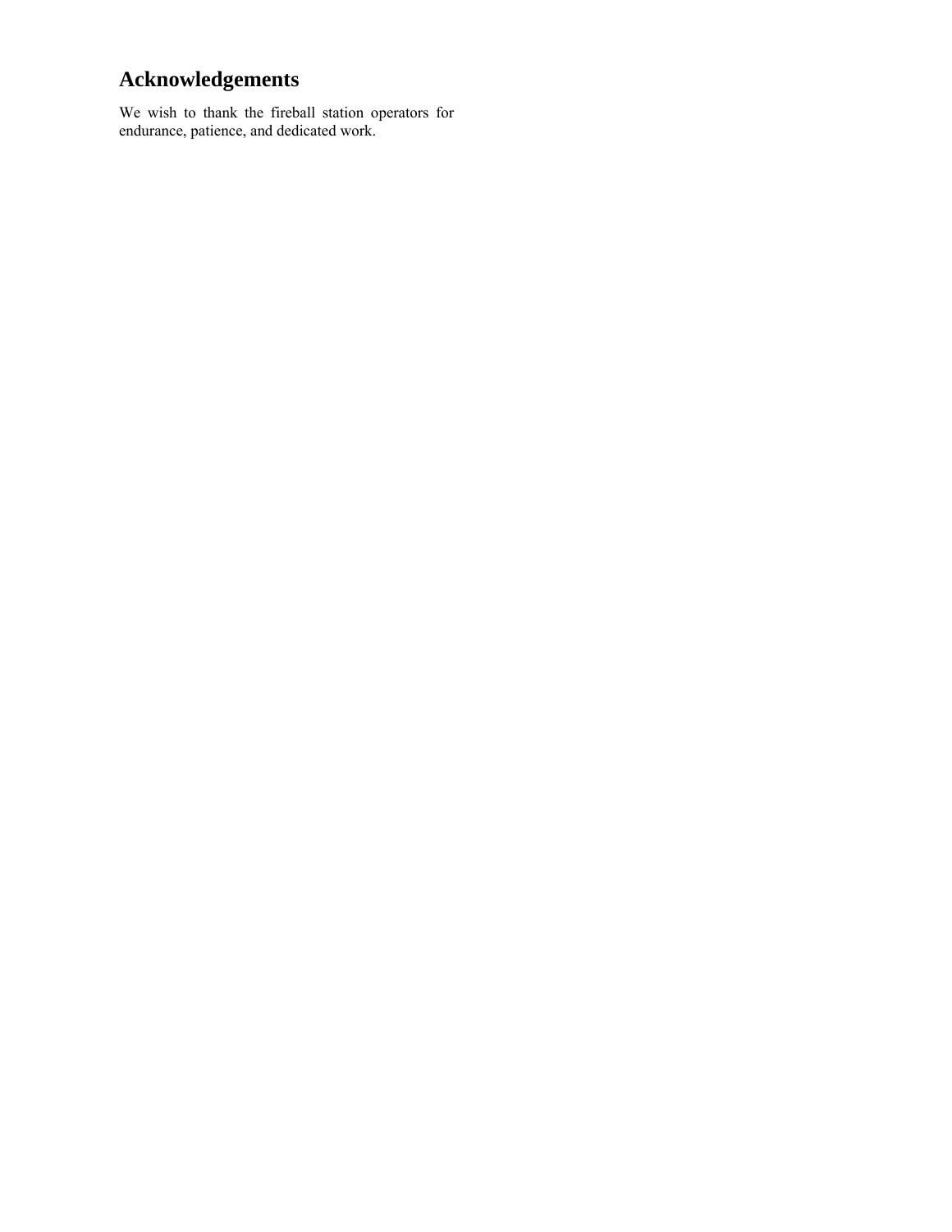## Acknowledgements

We wish to thank the fireball station operators for endurance, patience, and dedicated work.